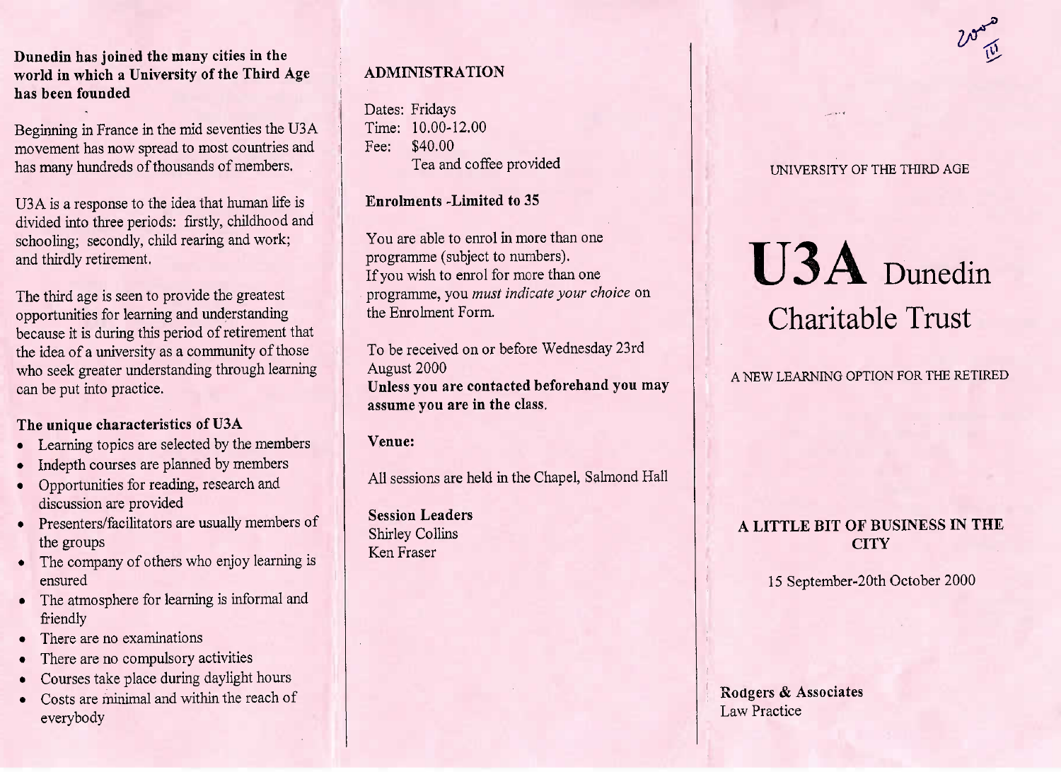**Dunedin has joined the many cities in the world in which a University of the Third Age has been founded**

Beginning in France in the mid seventies the U3A movement has now spread to most countries and has many hundreds of thousands of members.

U3A is a response to the idea that human life is divided into three periods: firstly, childhood and schooling; secondly, child rearing and work; and thirdly retirement.

The third age is seen to provide the greatest opportunities for learning and understanding because it is during this period of retirement that the idea of a university as a community of those who seek greater understanding through learning can be put into practice.

### The unique characteristics of U3A

- Learning topics are selected by the members
- Indepth courses are planned by members
- Opportunities for reading, research and discussion are provided
- Presenters/facilitators are usually members of the groups
- The company of others who enjoy learning is ensured
- The atmosphere for learning is informal and friendly
- There are no examinations
- There are no compulsory activities
- Courses take place during daylight hours
- Costs are minimal and within the reach of everybody

## ADMINISTRATION

Dates: Fridays
Time: 10.00-12.00
Fee: $40.00
Tea and coffee provided

**Enrolments -Limited to 35**

You are able to enrol in more than one programme (subject to numbers).
If you wish to enrol for more than one programme, you *must indicate your choice* on the Enrolment Form.

To be received on or before Wednesday 23rd August 2000
**Unless you are contacted beforehand you may assume you are in the class.**

**Venue:**

All sessions are held in the Chapel, Salmond Hall

**Session Leaders**
Shirley Collins
Ken Fraser

2000
III

UNIVERSITY OF THE THIRD AGE

# U3A Dunedin Charitable Trust

A NEW LEARNING OPTION FOR THE RETIRED

## A LITTLE BIT OF BUSINESS IN THE CITY

15 September-20th October 2000

**Rodgers & Associates**
Law Practice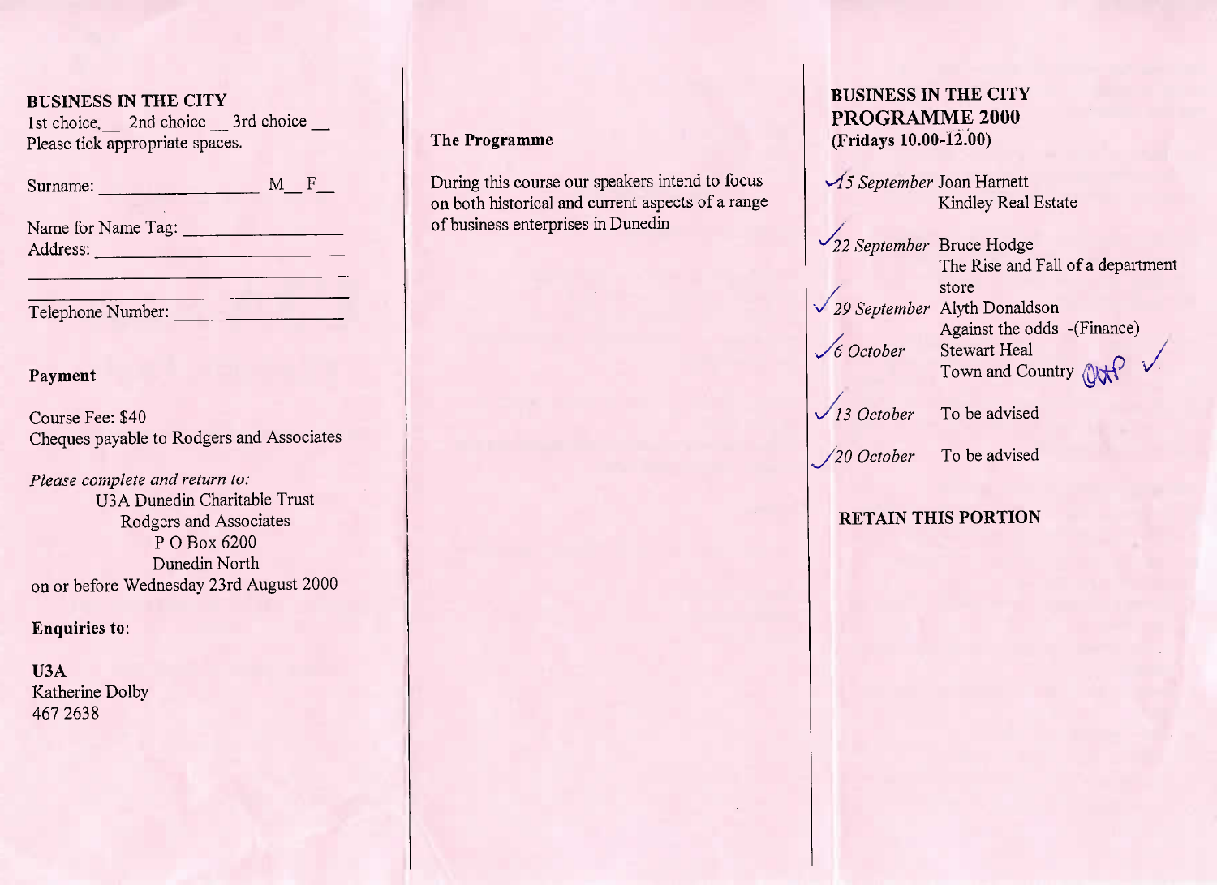## BUSINESS IN THE CITY

1st choice \_\_ 2nd choice \_\_ 3rd choice \_\_
Please tick appropriate spaces.

Surname: \_\_\_\_\_\_\_\_\_\_\_\_\_\_\_\_ M\_\_ F\_\_

Name for Name Tag: \_\_\_\_\_\_\_\_\_\_\_\_\_\_\_\_
Address: \_\_\_\_\_\_\_\_\_\_\_\_\_\_\_\_\_\_\_\_\_\_\_\_

Telephone Number: \_\_\_\_\_\_\_\_\_\_\_\_\_\_\_\_

**Payment**

Course Fee: $40
Cheques payable to Rodgers and Associates

*Please complete and return to:*
U3A Dunedin Charitable Trust
Rodgers and Associates
P O Box 6200
Dunedin North
on or before Wednesday 23rd August 2000

**Enquiries to:**

**U3A**
Katherine Dolby
467 2638

**The Programme**

During this course our speakers intend to focus on both historical and current aspects of a range of business enterprises in Dunedin

## BUSINESS IN THE CITY
## PROGRAMME 2000
**(Fridays 10.00-12.00)**

| | |
|---|---|
| ✓ *15 September* | Joan Harnett<br>Kindley Real Estate |
| ✓ *22 September* | Bruce Hodge<br>The Rise and Fall of a department store |
| ✓ *29 September* | Alyth Donaldson<br>Against the odds -(Finance) |
| ✓ *6 October* | Stewart Heal<br>Town and Country OHP ✓ |
| ✓ *13 October* | To be advised |
| ✓ *20 October* | To be advised |

**RETAIN THIS PORTION**